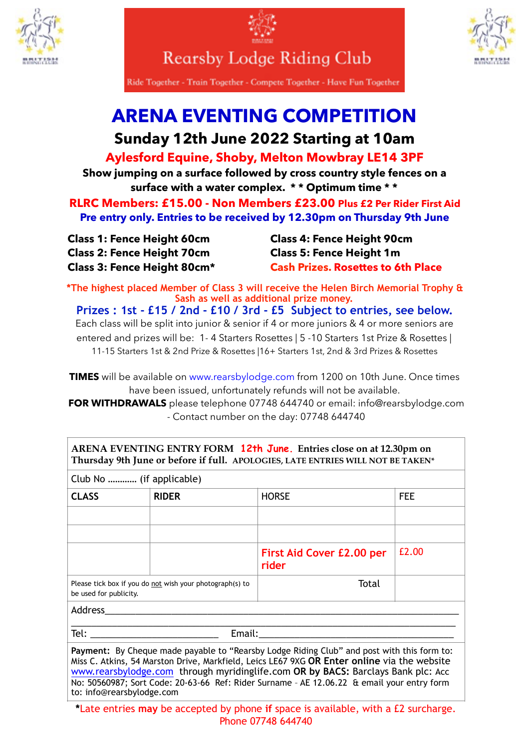# Rearsby Lodge Riding Club

Ride Together - Train Together - Compete Together - Have Fun Together

# ARENA EVENTING COMPETITION

## Sunday 12th June 2022 Starting at 10am

### Aylesford Equine, Shoby, Melton Mowbray LE14 3PF

**Show jumping on a surface followed by cross country style fences on a surface with a water complex. * * Optimum time * ***

**RLRC Members: £15.00 - Non Members £23.00 Plus £2 Per Rider First Aid**

**Pre entry only. Entries to be received by 12.30pm on Thursday 9th June**

**Class 1: Fence Height 60cm**
**Class 2: Fence Height 70cm**
**Class 3: Fence Height 80cm***
**Class 4: Fence Height 90cm**
**Class 5: Fence Height 1m**
**Cash Prizes. Rosettes to 6th Place**

*The highest placed Member of Class 3 will receive the Helen Birch Memorial Trophy & Sash as well as additional prize money.

**Prizes : 1st - £15 / 2nd - £10 / 3rd - £5 Subject to entries, see below.**

Each class will be split into junior & senior if 4 or more juniors & 4 or more seniors are entered and prizes will be: 1- 4 Starters Rosettes | 5 -10 Starters 1st Prize & Rosettes | 11-15 Starters 1st & 2nd Prize & Rosettes |16+ Starters 1st, 2nd & 3rd Prizes & Rosettes

**TIMES** will be available on www.rearsbylodge.com from 1200 on 10th June. Once times have been issued, unfortunately refunds will not be available.

**FOR WITHDRAWALS** please telephone 07748 644740 or email: info@rearsbylodge.com - Contact number on the day: 07748 644740

**ARENA EVENTING ENTRY FORM 12th June. Entries close on at 12.30pm on Thursday 9th June or before if full.** APOLOGIES, LATE ENTRIES WILL NOT BE TAKEN*

Club No ………… (if applicable)

| CLASS | RIDER | HORSE | FEE |
|---|---|---|---|
| | | | |
| | | | |
| | | First Aid Cover £2.00 per rider | £2.00 |
| Please tick box if you do not wish your photograph(s) to be used for publicity. | | Total | |

Address\_\_\_\_\_\_\_\_\_\_\_\_\_\_\_\_\_\_\_\_\_\_\_\_\_\_\_\_\_\_\_\_\_\_\_\_\_\_\_\_\_\_\_\_\_\_\_\_\_\_\_\_\_\_\_\_

\_\_\_\_\_\_\_\_\_\_\_\_\_\_\_\_\_\_\_\_\_\_\_\_\_\_\_\_\_\_\_\_\_\_\_\_\_\_\_\_\_\_\_\_\_\_\_\_\_\_\_\_\_\_\_\_\_\_\_\_\_\_

Tel: \_\_\_\_\_\_\_\_\_\_\_\_\_\_\_\_\_\_\_\_\_\_\_\_ Email:\_\_\_\_\_\_\_\_\_\_\_\_\_\_\_\_\_\_\_\_\_\_\_\_\_\_\_\_\_\_\_\_\_\_\_\_

**Payment:** By Cheque made payable to "Rearsby Lodge Riding Club" and post with this form to: Miss C. Atkins, 54 Marston Drive, Markfield, Leics LE67 9XG **OR Enter online** via the website www.rearsbylodge.com through myridinglife.com **OR by BACS:** Barclays Bank plc: Acc No: 50560987; Sort Code: 20-63-66 Ref: Rider Surname – AE 12.06.22 & email your entry form to: info@rearsbylodge.com

***Late entries may be accepted by phone if space is available, with a £2 surcharge. Phone 07748 644740**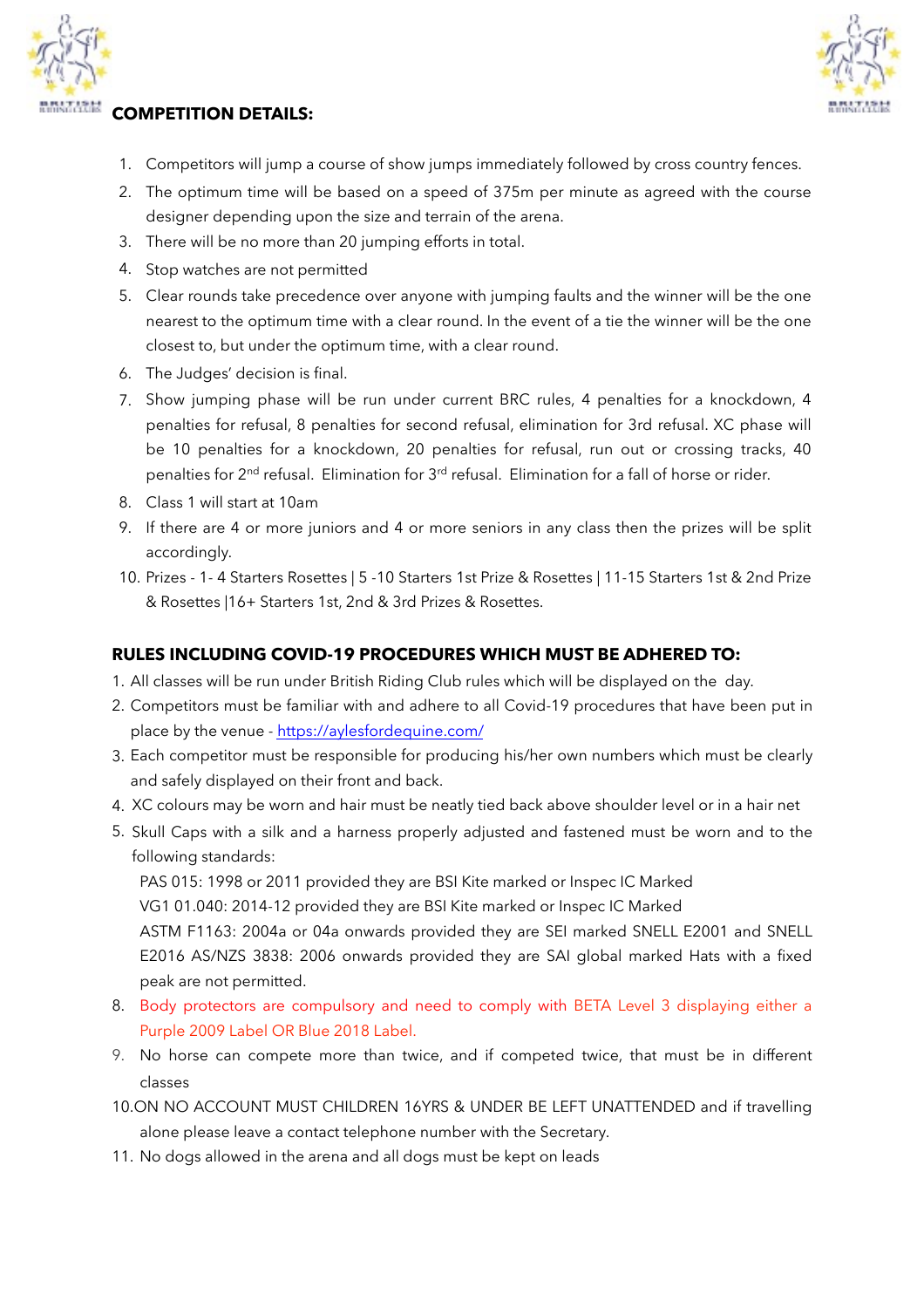## COMPETITION DETAILS:

1. Competitors will jump a course of show jumps immediately followed by cross country fences.
2. The optimum time will be based on a speed of 375m per minute as agreed with the course designer depending upon the size and terrain of the arena.
3. There will be no more than 20 jumping efforts in total.
4. Stop watches are not permitted
5. Clear rounds take precedence over anyone with jumping faults and the winner will be the one nearest to the optimum time with a clear round. In the event of a tie the winner will be the one closest to, but under the optimum time, with a clear round.
6. The Judges' decision is final.
7. Show jumping phase will be run under current BRC rules, 4 penalties for a knockdown, 4 penalties for refusal, 8 penalties for second refusal, elimination for 3rd refusal. XC phase will be 10 penalties for a knockdown, 20 penalties for refusal, run out or crossing tracks, 40 penalties for 2nd refusal. Elimination for 3rd refusal. Elimination for a fall of horse or rider.
8. Class 1 will start at 10am
9. If there are 4 or more juniors and 4 or more seniors in any class then the prizes will be split accordingly.
10. Prizes - 1- 4 Starters Rosettes | 5 -10 Starters 1st Prize & Rosettes | 11-15 Starters 1st & 2nd Prize & Rosettes |16+ Starters 1st, 2nd & 3rd Prizes & Rosettes.

## RULES INCLUDING COVID-19 PROCEDURES WHICH MUST BE ADHERED TO:

1. All classes will be run under British Riding Club rules which will be displayed on the day.
2. Competitors must be familiar with and adhere to all Covid-19 procedures that have been put in place by the venue - https://aylesfordequine.com/
3. Each competitor must be responsible for producing his/her own numbers which must be clearly and safely displayed on their front and back.
4. XC colours may be worn and hair must be neatly tied back above shoulder level or in a hair net
5. Skull Caps with a silk and a harness properly adjusted and fastened must be worn and to the following standards:
   PAS 015: 1998 or 2011 provided they are BSI Kite marked or Inspec IC Marked
   VG1 01.040: 2014-12 provided they are BSI Kite marked or Inspec IC Marked
   ASTM F1163: 2004a or 04a onwards provided they are SEI marked SNELL E2001 and SNELL E2016 AS/NZS 3838: 2006 onwards provided they are SAI global marked Hats with a fixed peak are not permitted.
8. Body protectors are compulsory and need to comply with BETA Level 3 displaying either a Purple 2009 Label OR Blue 2018 Label.
9. No horse can compete more than twice, and if competed twice, that must be in different classes
10. ON NO ACCOUNT MUST CHILDREN 16YRS & UNDER BE LEFT UNATTENDED and if travelling alone please leave a contact telephone number with the Secretary.
11. No dogs allowed in the arena and all dogs must be kept on leads